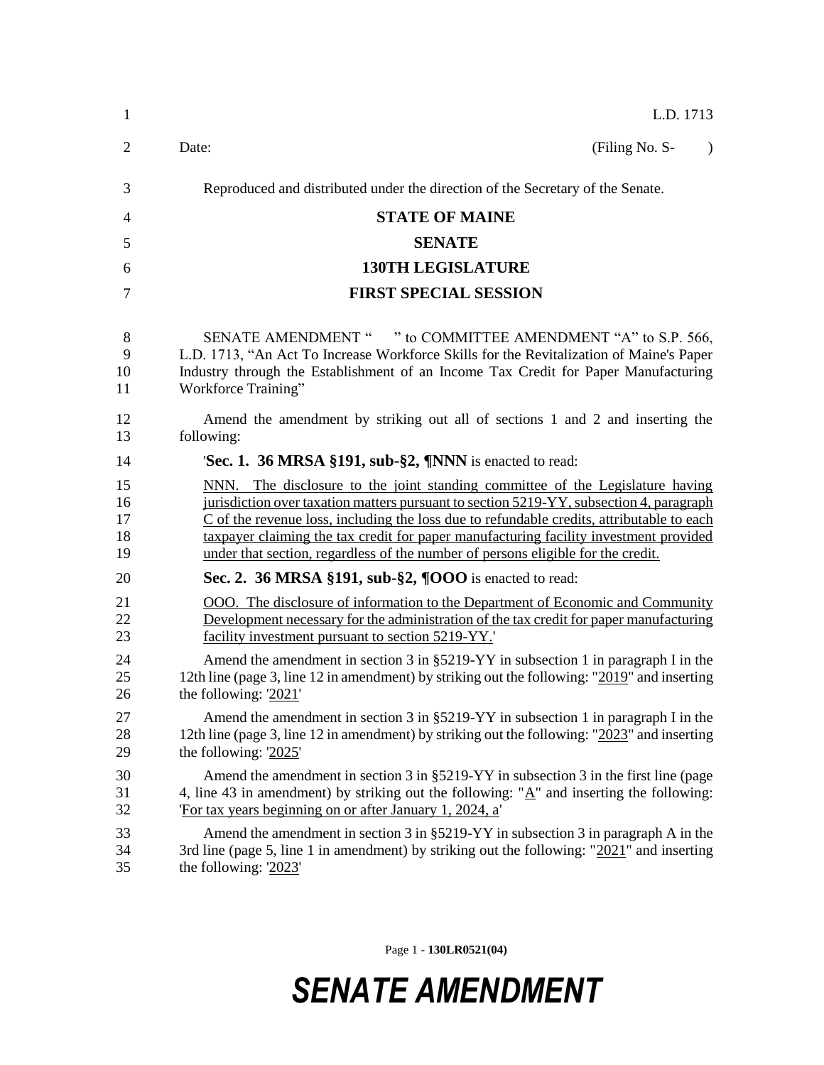L.D. 1713

Date: (Filing No. S- )

Reproduced and distributed under the direction of the Secretary of the Senate.

**STATE OF MAINE**

**SENATE**

**130TH LEGISLATURE**

**FIRST SPECIAL SESSION**

SENATE AMENDMENT " " to COMMITTEE AMENDMENT "A" to S.P. 566, L.D. 1713, "An Act To Increase Workforce Skills for the Revitalization of Maine's Paper Industry through the Establishment of an Income Tax Credit for Paper Manufacturing Workforce Training"

Amend the amendment by striking out all of sections 1 and 2 and inserting the following:

'**Sec. 1. 36 MRSA §191, sub-§2, ¶NNN** is enacted to read:

NNN. The disclosure to the joint standing committee of the Legislature having jurisdiction over taxation matters pursuant to section 5219-YY, subsection 4, paragraph C of the revenue loss, including the loss due to refundable credits, attributable to each taxpayer claiming the tax credit for paper manufacturing facility investment provided under that section, regardless of the number of persons eligible for the credit.

**Sec. 2. 36 MRSA §191, sub-§2, ¶OOO** is enacted to read:

OOO. The disclosure of information to the Department of Economic and Community Development necessary for the administration of the tax credit for paper manufacturing facility investment pursuant to section 5219-YY.'

Amend the amendment in section 3 in §5219-YY in subsection 1 in paragraph I in the 12th line (page 3, line 12 in amendment) by striking out the following: "2019" and inserting the following: '2021'

Amend the amendment in section 3 in §5219-YY in subsection 1 in paragraph I in the 12th line (page 3, line 12 in amendment) by striking out the following: "2023" and inserting the following: '2025'

Amend the amendment in section 3 in §5219-YY in subsection 3 in the first line (page 4, line 43 in amendment) by striking out the following: "A" and inserting the following: 'For tax years beginning on or after January 1, 2024, a'

Amend the amendment in section 3 in §5219-YY in subsection 3 in paragraph A in the 3rd line (page 5, line 1 in amendment) by striking out the following: "2021" and inserting the following: '2023'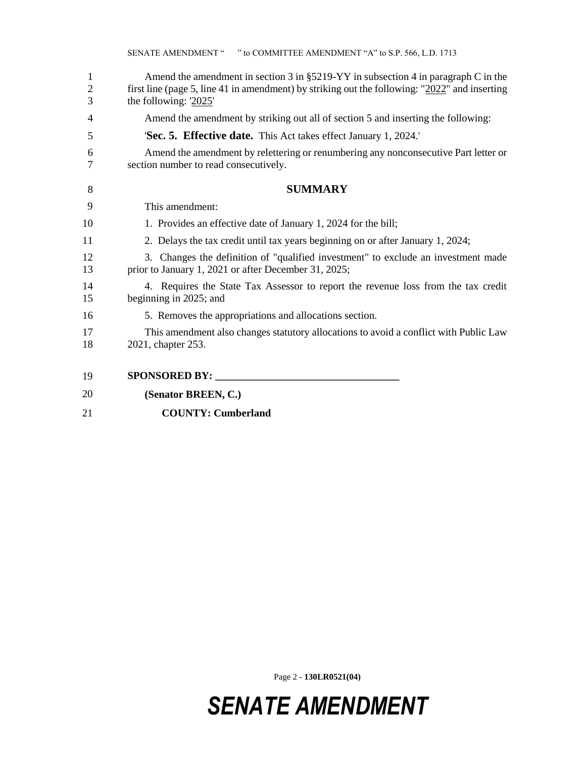Amend the amendment in section 3 in §5219-YY in subsection 4 in paragraph C in the first line (page 5, line 41 in amendment) by striking out the following: "2022" and inserting the following: '2025'

Amend the amendment by striking out all of section 5 and inserting the following:

'**Sec. 5. Effective date.** This Act takes effect January 1, 2024.'

Amend the amendment by relettering or renumbering any nonconsecutive Part letter or section number to read consecutively.

## SUMMARY

This amendment:

1. Provides an effective date of January 1, 2024 for the bill;

2. Delays the tax credit until tax years beginning on or after January 1, 2024;

3. Changes the definition of "qualified investment" to exclude an investment made prior to January 1, 2021 or after December 31, 2025;

4. Requires the State Tax Assessor to report the revenue loss from the tax credit beginning in 2025; and

5. Removes the appropriations and allocations section.

This amendment also changes statutory allocations to avoid a conflict with Public Law 2021, chapter 253.

**SPONSORED BY: ___________________________________**

**(Senator BREEN, C.)**

**COUNTY: Cumberland**

# *SENATE AMENDMENT*